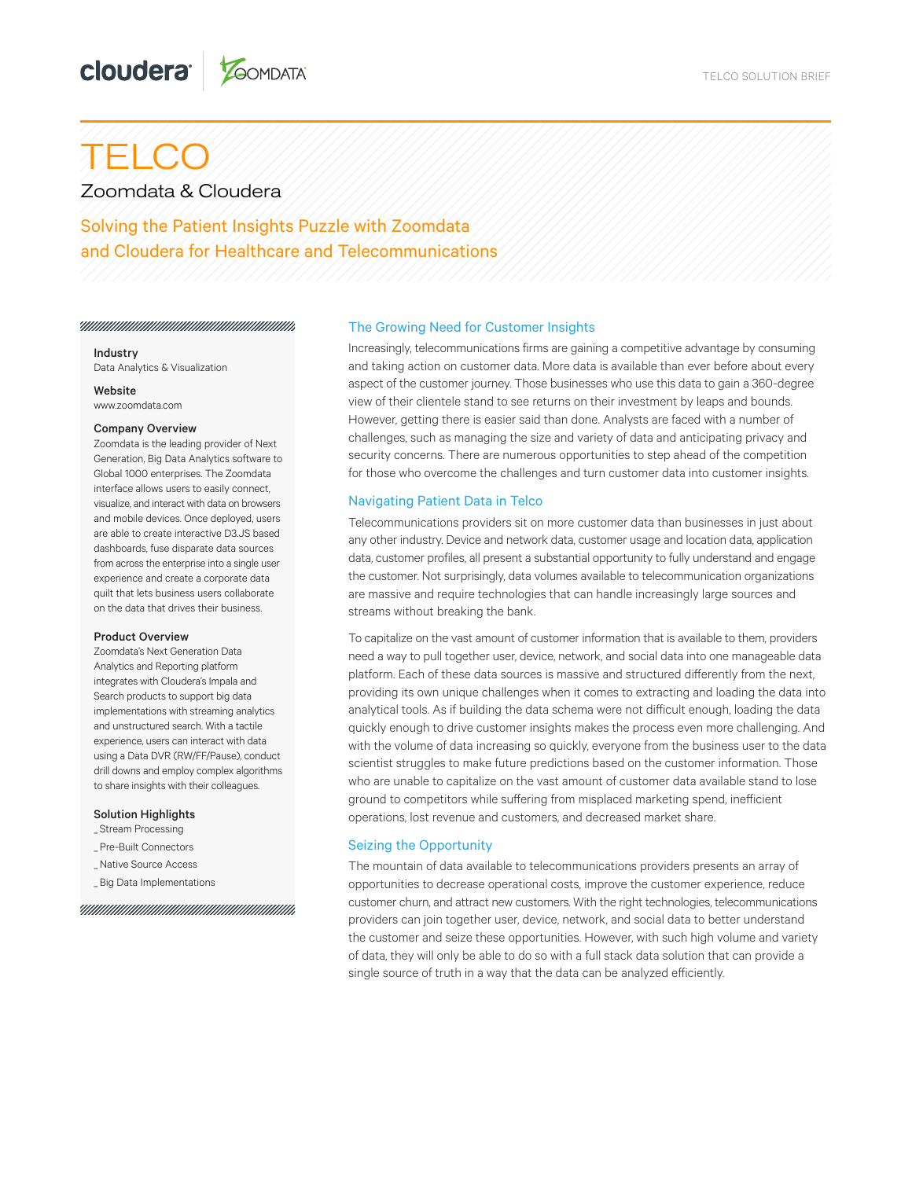TELCO SOLUTION BRIEF

# TELCO

Zoomdata & Cloudera

## Solving the Patient Insights Puzzle with Zoomdata and Cloudera for Healthcare and Telecommunications

**Industry**
Data Analytics & Visualization

**Website**
www.zoomdata.com

**Company Overview**
Zoomdata is the leading provider of Next Generation, Big Data Analytics software to Global 1000 enterprises. The Zoomdata interface allows users to easily connect, visualize, and interact with data on browsers and mobile devices. Once deployed, users are able to create interactive D3.JS based dashboards, fuse disparate data sources from across the enterprise into a single user experience and create a corporate data quilt that lets business users collaborate on the data that drives their business.

**Product Overview**
Zoomdata's Next Generation Data Analytics and Reporting platform integrates with Cloudera's Impala and Search products to support big data implementations with streaming analytics and unstructured search. With a tactile experience, users can interact with data using a Data DVR (RW/FF/Pause), conduct drill downs and employ complex algorithms to share insights with their colleagues.

**Solution Highlights**
_ Stream Processing
_ Pre-Built Connectors
_ Native Source Access
_ Big Data Implementations

### The Growing Need for Customer Insights

Increasingly, telecommunications firms are gaining a competitive advantage by consuming and taking action on customer data. More data is available than ever before about every aspect of the customer journey. Those businesses who use this data to gain a 360-degree view of their clientele stand to see returns on their investment by leaps and bounds. However, getting there is easier said than done. Analysts are faced with a number of challenges, such as managing the size and variety of data and anticipating privacy and security concerns. There are numerous opportunities to step ahead of the competition for those who overcome the challenges and turn customer data into customer insights.

### Navigating Patient Data in Telco

Telecommunications providers sit on more customer data than businesses in just about any other industry. Device and network data, customer usage and location data, application data, customer profiles, all present a substantial opportunity to fully understand and engage the customer. Not surprisingly, data volumes available to telecommunication organizations are massive and require technologies that can handle increasingly large sources and streams without breaking the bank.

To capitalize on the vast amount of customer information that is available to them, providers need a way to pull together user, device, network, and social data into one manageable data platform. Each of these data sources is massive and structured differently from the next, providing its own unique challenges when it comes to extracting and loading the data into analytical tools. As if building the data schema were not difficult enough, loading the data quickly enough to drive customer insights makes the process even more challenging. And with the volume of data increasing so quickly, everyone from the business user to the data scientist struggles to make future predictions based on the customer information. Those who are unable to capitalize on the vast amount of customer data available stand to lose ground to competitors while suffering from misplaced marketing spend, inefficient operations, lost revenue and customers, and decreased market share.

### Seizing the Opportunity

The mountain of data available to telecommunications providers presents an array of opportunities to decrease operational costs, improve the customer experience, reduce customer churn, and attract new customers. With the right technologies, telecommunications providers can join together user, device, network, and social data to better understand the customer and seize these opportunities. However, with such high volume and variety of data, they will only be able to do so with a full stack data solution that can provide a single source of truth in a way that the data can be analyzed efficiently.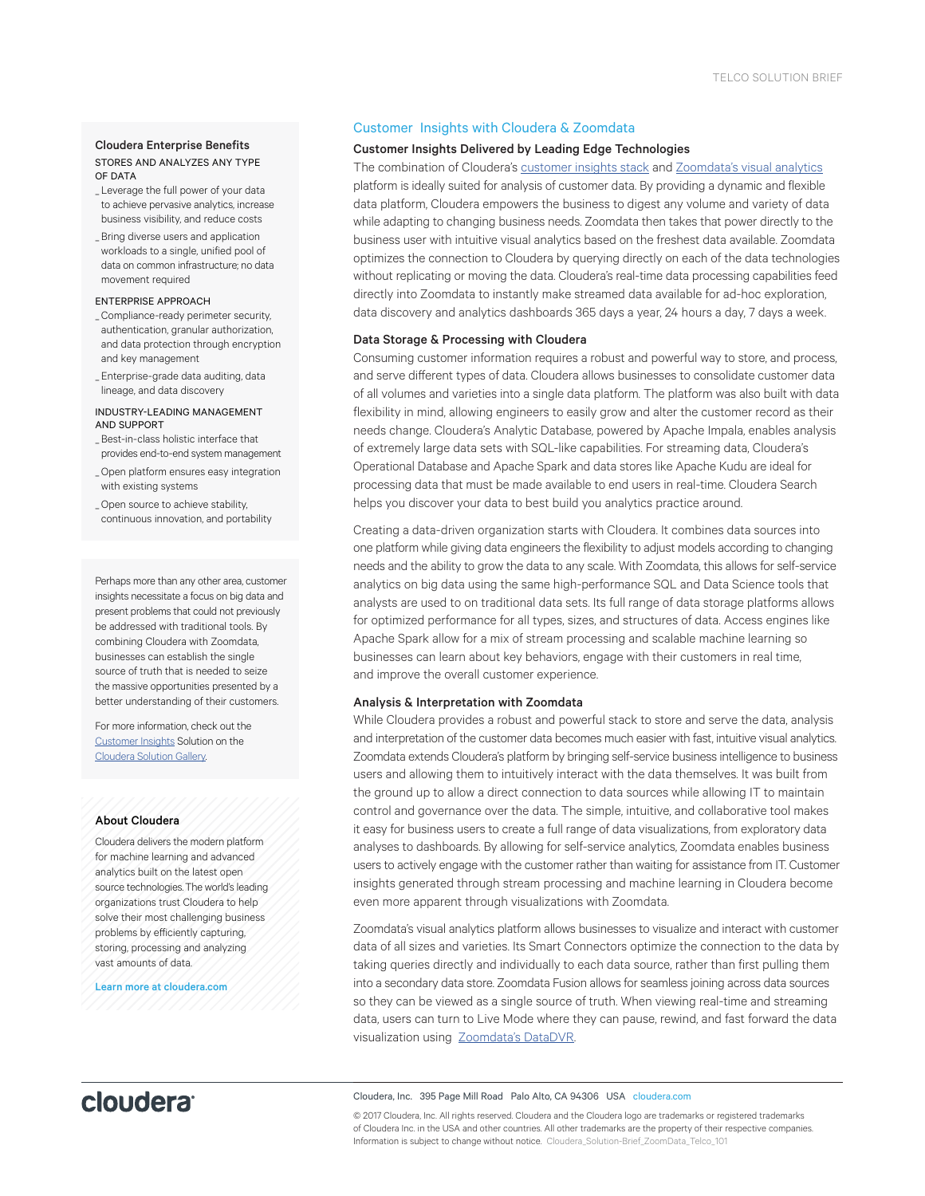## Customer Insights with Cloudera & Zoomdata

### Customer Insights Delivered by Leading Edge Technologies

The combination of Cloudera's customer insights stack and Zoomdata's visual analytics platform is ideally suited for analysis of customer data. By providing a dynamic and flexible data platform, Cloudera empowers the business to digest any volume and variety of data while adapting to changing business needs. Zoomdata then takes that power directly to the business user with intuitive visual analytics based on the freshest data available. Zoomdata optimizes the connection to Cloudera by querying directly on each of the data technologies without replicating or moving the data. Cloudera's real-time data processing capabilities feed directly into Zoomdata to instantly make streamed data available for ad-hoc exploration, data discovery and analytics dashboards 365 days a year, 24 hours a day, 7 days a week.

### Data Storage & Processing with Cloudera

Consuming customer information requires a robust and powerful way to store, and process, and serve different types of data. Cloudera allows businesses to consolidate customer data of all volumes and varieties into a single data platform. The platform was also built with data flexibility in mind, allowing engineers to easily grow and alter the customer record as their needs change. Cloudera's Analytic Database, powered by Apache Impala, enables analysis of extremely large data sets with SQL-like capabilities. For streaming data, Cloudera's Operational Database and Apache Spark and data stores like Apache Kudu are ideal for processing data that must be made available to end users in real-time. Cloudera Search helps you discover your data to best build you analytics practice around.

Creating a data-driven organization starts with Cloudera. It combines data sources into one platform while giving data engineers the flexibility to adjust models according to changing needs and the ability to grow the data to any scale. With Zoomdata, this allows for self-service analytics on big data using the same high-performance SQL and Data Science tools that analysts are used to on traditional data sets. Its full range of data storage platforms allows for optimized performance for all types, sizes, and structures of data. Access engines like Apache Spark allow for a mix of stream processing and scalable machine learning so businesses can learn about key behaviors, engage with their customers in real time, and improve the overall customer experience.

### Analysis & Interpretation with Zoomdata

While Cloudera provides a robust and powerful stack to store and serve the data, analysis and interpretation of the customer data becomes much easier with fast, intuitive visual analytics. Zoomdata extends Cloudera's platform by bringing self-service business intelligence to business users and allowing them to intuitively interact with the data themselves. It was built from the ground up to allow a direct connection to data sources while allowing IT to maintain control and governance over the data. The simple, intuitive, and collaborative tool makes it easy for business users to create a full range of data visualizations, from exploratory data analyses to dashboards. By allowing for self-service analytics, Zoomdata enables business users to actively engage with the customer rather than waiting for assistance from IT. Customer insights generated through stream processing and machine learning in Cloudera become even more apparent through visualizations with Zoomdata.

Zoomdata's visual analytics platform allows businesses to visualize and interact with customer data of all sizes and varieties. Its Smart Connectors optimize the connection to the data by taking queries directly and individually to each data source, rather than first pulling them into a secondary data store. Zoomdata Fusion allows for seamless joining across data sources so they can be viewed as a single source of truth. When viewing real-time and streaming data, users can turn to Live Mode where they can pause, rewind, and fast forward the data visualization using Zoomdata's DataDVR.

### Cloudera Enterprise Benefits

STORES AND ANALYZES ANY TYPE OF DATA

- Leverage the full power of your data to achieve pervasive analytics, increase business visibility, and reduce costs
- Bring diverse users and application workloads to a single, unified pool of data on common infrastructure; no data movement required

ENTERPRISE APPROACH

- Compliance-ready perimeter security, authentication, granular authorization, and data protection through encryption and key management
- Enterprise-grade data auditing, data lineage, and data discovery

INDUSTRY-LEADING MANAGEMENT AND SUPPORT

- Best-in-class holistic interface that provides end-to-end system management
- Open platform ensures easy integration with existing systems
- Open source to achieve stability, continuous innovation, and portability

Perhaps more than any other area, customer insights necessitate a focus on big data and present problems that could not previously be addressed with traditional tools. By combining Cloudera with Zoomdata, businesses can establish the single source of truth that is needed to seize the massive opportunities presented by a better understanding of their customers.

For more information, check out the Customer Insights Solution on the Cloudera Solution Gallery.

### About Cloudera

Cloudera delivers the modern platform for machine learning and advanced analytics built on the latest open source technologies. The world's leading organizations trust Cloudera to help solve their most challenging business problems by efficiently capturing, storing, processing and analyzing vast amounts of data.

Learn more at cloudera.com

Cloudera, Inc. 395 Page Mill Road Palo Alto, CA 94306 USA cloudera.com

© 2017 Cloudera, Inc. All rights reserved. Cloudera and the Cloudera logo are trademarks or registered trademarks of Cloudera Inc. in the USA and other countries. All other trademarks are the property of their respective companies. Information is subject to change without notice. Cloudera_Solution-Brief_ZoomData_Telco_101